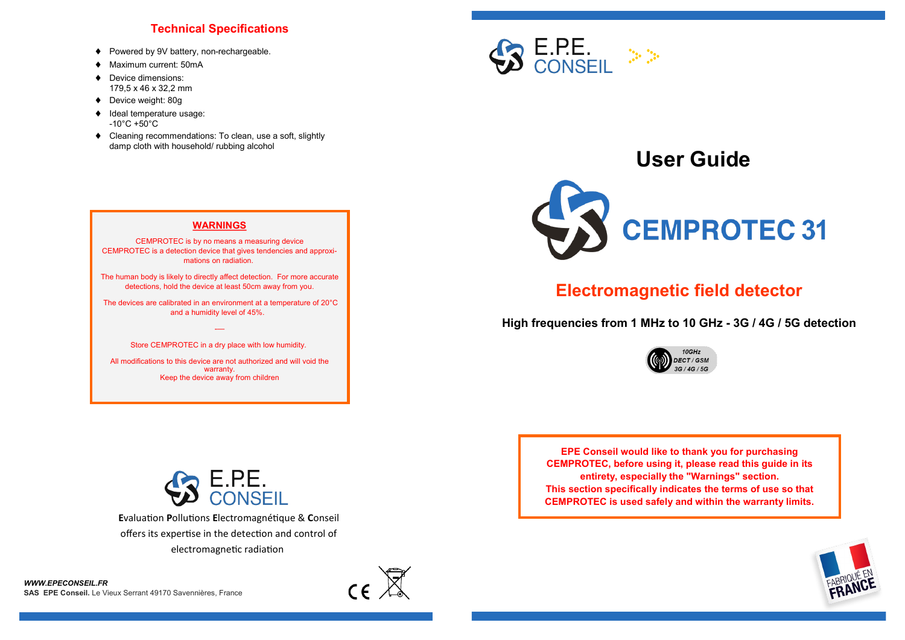## Technical Specifications

- Powered by 9V battery, non-rechargeable.
- Maximum current: 50mA
- Device dimensions: 179,5 x 46 x 32,2 mm
- Device weight: 80g
- Ideal temperature usage: -10°C +50°C
- Cleaning recommendations: To clean, use a soft, slightly damp cloth with household/ rubbing alcohol

### WARNINGS

CEMPROTEC is by no means a measuring device
CEMPROTEC is a detection device that gives tendencies and approximations on radiation.

The human body is likely to directly affect detection. For more accurate detections, hold the device at least 50cm away from you.

The devices are calibrated in an environment at a temperature of 20°C and a humidity level of 45%.

—

Store CEMPROTEC in a dry place with low humidity.

All modifications to this device are not authorized and will void the warranty.
Keep the device away from children

E.P.E. CONSEIL

**E**valuation **P**ollutions **E**lectromagnétique & **C**onseil offers its expertise in the detection and control of electromagnetic radiation

***WWW.EPECONSEIL.FR***
**SAS EPE Conseil.** Le Vieux Serrant 49170 Savennières, France

CE

E.P.E. CONSEIL

# User Guide

# CEMPROTEC 31

## Electromagnetic field detector

**High frequencies from 1 MHz to 10 GHz - 3G / 4G / 5G detection**

*10GHz DECT / GSM 3G / 4G / 5G*

**EPE Conseil would like to thank you for purchasing CEMPROTEC, before using it, please read this guide in its entirety, especially the "Warnings" section.
This section specifically indicates the terms of use so that CEMPROTEC is used safely and within the warranty limits.**

FABRIQUÉ EN FRANCE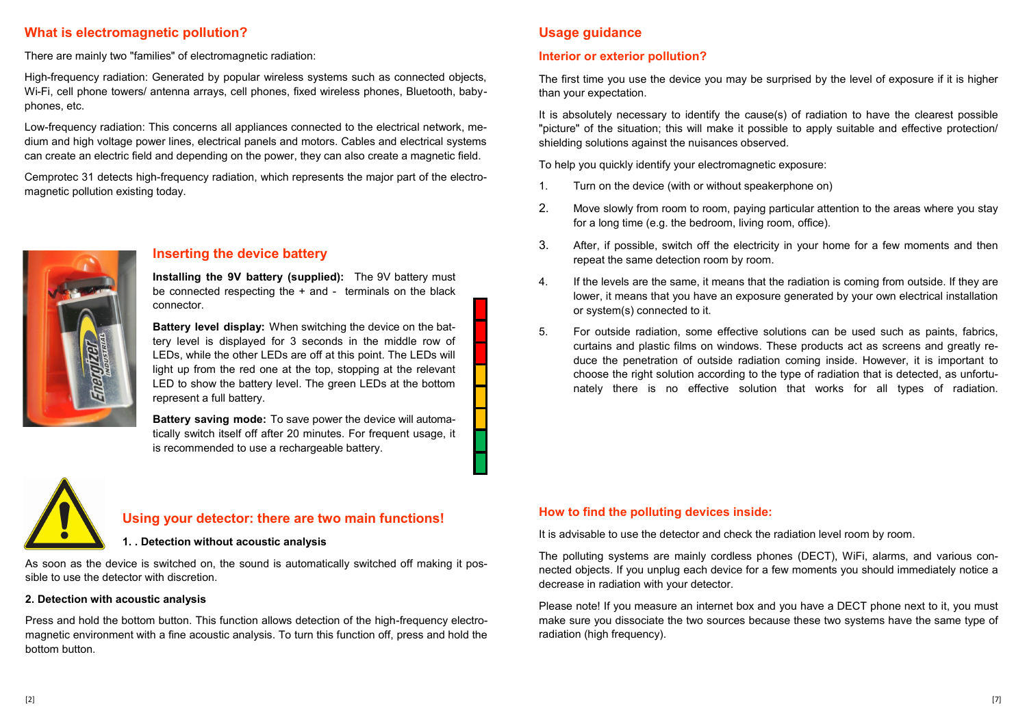## What is electromagnetic pollution?

There are mainly two "families" of electromagnetic radiation:

High-frequency radiation: Generated by popular wireless systems such as connected objects, Wi-Fi, cell phone towers/ antenna arrays, cell phones, fixed wireless phones, Bluetooth, baby-phones, etc.

Low-frequency radiation: This concerns all appliances connected to the electrical network, medium and high voltage power lines, electrical panels and motors. Cables and electrical systems can create an electric field and depending on the power, they can also create a magnetic field.

Cemprotec 31 detects high-frequency radiation, which represents the major part of the electromagnetic pollution existing today.

## Inserting the device battery

**Installing the 9V battery (supplied):** The 9V battery must be connected respecting the + and - terminals on the black connector.

**Battery level display:** When switching the device on the battery level is displayed for 3 seconds in the middle row of LEDs, while the other LEDs are off at this point. The LEDs will light up from the red one at the top, stopping at the relevant LED to show the battery level. The green LEDs at the bottom represent a full battery.

**Battery saving mode:** To save power the device will automatically switch itself off after 20 minutes. For frequent usage, it is recommended to use a rechargeable battery.

## Using your detector: there are two main functions!

**1. . Detection without acoustic analysis**

As soon as the device is switched on, the sound is automatically switched off making it possible to use the detector with discretion.

**2. Detection with acoustic analysis**

Press and hold the bottom button. This function allows detection of the high-frequency electromagnetic environment with a fine acoustic analysis. To turn this function off, press and hold the bottom button.

## Usage guidance

### Interior or exterior pollution?

The first time you use the device you may be surprised by the level of exposure if it is higher than your expectation.

It is absolutely necessary to identify the cause(s) of radiation to have the clearest possible "picture" of the situation; this will make it possible to apply suitable and effective protection/ shielding solutions against the nuisances observed.

To help you quickly identify your electromagnetic exposure:

1. Turn on the device (with or without speakerphone on)
2. Move slowly from room to room, paying particular attention to the areas where you stay for a long time (e.g. the bedroom, living room, office).
3. After, if possible, switch off the electricity in your home for a few moments and then repeat the same detection room by room.
4. If the levels are the same, it means that the radiation is coming from outside. If they are lower, it means that you have an exposure generated by your own electrical installation or system(s) connected to it.
5. For outside radiation, some effective solutions can be used such as paints, fabrics, curtains and plastic films on windows. These products act as screens and greatly reduce the penetration of outside radiation coming inside. However, it is important to choose the right solution according to the type of radiation that is detected, as unfortunately there is no effective solution that works for all types of radiation.

### How to find the polluting devices inside:

It is advisable to use the detector and check the radiation level room by room.

The polluting systems are mainly cordless phones (DECT), WiFi, alarms, and various connected objects. If you unplug each device for a few moments you should immediately notice a decrease in radiation with your detector.

Please note! If you measure an internet box and you have a DECT phone next to it, you must make sure you dissociate the two sources because these two systems have the same type of radiation (high frequency).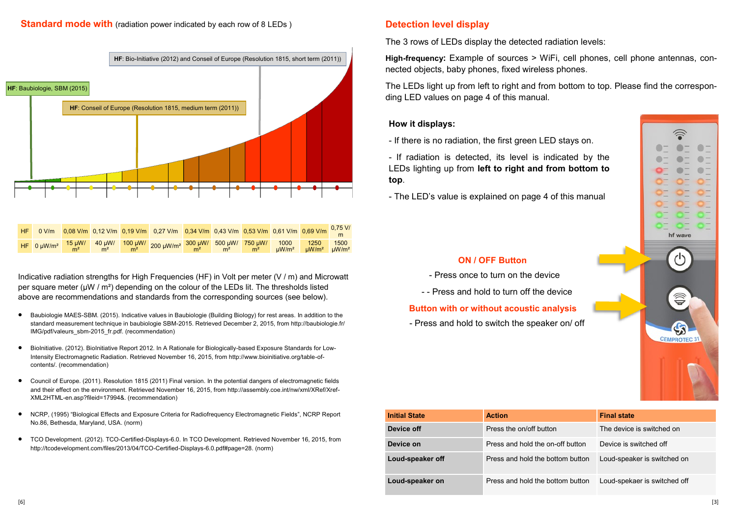## Standard mode with (radiation power indicated by each row of 8 LEDs )

HF: Bio-Initiative (2012) and Conseil of Europe (Resolution 1815, short term (2011))

HF: Baubiologie, SBM (2015)

HF: Conseil of Europe (Resolution 1815, medium term (2011))

| HF | 0 V/m | 0,08 V/m | 0,12 V/m | 0,19 V/m | 0,27 V/m | 0,34 V/m | 0,43 V/m | 0,53 V/m | 0,61 V/m | 0,69 V/m | 0,75 V/m |
|---|---|---|---|---|---|---|---|---|---|---|---|
| HF | 0 µW/m² | 15 µW/m² | 40 µW/m² | 100 µW/m² | 200 µW/m² | 300 µW/m² | 500 µW/m² | 750 µW/m² | 1000 µW/m² | 1250 µW/m² | 1500 µW/m² |

Indicative radiation strengths for High Frequencies (HF) in Volt per meter (V / m) and Microwatt per square meter (µW / m²) depending on the colour of the LEDs lit. The thresholds listed above are recommendations and standards from the corresponding sources (see below).

- Baubiologie MAES-SBM. (2015). Indicative values in Baubiologie (Building Biology) for rest areas. In addition to the standard measurement technique in baubiologie SBM-2015. Retrieved December 2, 2015, from http://baubiologie.fr/IMG/pdf/valeurs_sbm-2015_fr.pdf. (recommendation)
- BioInitiative. (2012). BioInitiative Report 2012. In A Rationale for Biologically-based Exposure Standards for Low-Intensity Electromagnetic Radiation. Retrieved November 16, 2015, from http://www.bioinitiative.org/table-of-contents/. (recommendation)
- Council of Europe. (2011). Resolution 1815 (2011) Final version. In the potential dangers of electromagnetic fields and their effect on the environment. Retrieved November 16, 2015, from http://assembly.coe.int/nw/xml/XRef/Xref-XML2HTML-en.asp?fileid=17994&. (recommendation)
- NCRP, (1995) "Biological Effects and Exposure Criteria for Radiofrequency Electromagnetic Fields", NCRP Report No.86, Bethesda, Maryland, USA. (norm)
- TCO Development. (2012). TCO-Certified-Displays-6.0. In TCO Development. Retrieved November 16, 2015, from http://tcodevelopment.com/files/2013/04/TCO-Certified-Displays-6.0.pdf#page=28. (norm)

## Detection level display

The 3 rows of LEDs display the detected radiation levels:

**High-frequency:** Example of sources > WiFi, cell phones, cell phone antennas, connected objects, baby phones, fixed wireless phones.

The LEDs light up from left to right and from bottom to top. Please find the corresponding LED values on page 4 of this manual.

**How it displays:**

- If there is no radiation, the first green LED stays on.
- If radiation is detected, its level is indicated by the LEDs lighting up from **left to right and from bottom to top**.
- The LED's value is explained on page 4 of this manual

hf wave

CEMPROTEC 31

### ON / OFF Button

- Press once to turn on the device
- - Press and hold to turn off the device

### Button with or without acoustic analysis

- Press and hold to switch the speaker on/ off

| Initial State | Action | Final state |
|---|---|---|
| **Device off** | Press the on/off button | The device is switched on |
| **Device on** | Press and hold the on-off button | Device is switched off |
| **Loud-speaker off** | Press and hold the bottom button | Loud-speaker is switched on |
| **Loud-speaker on** | Press and hold the bottom button | Loud-spekaer is switched off |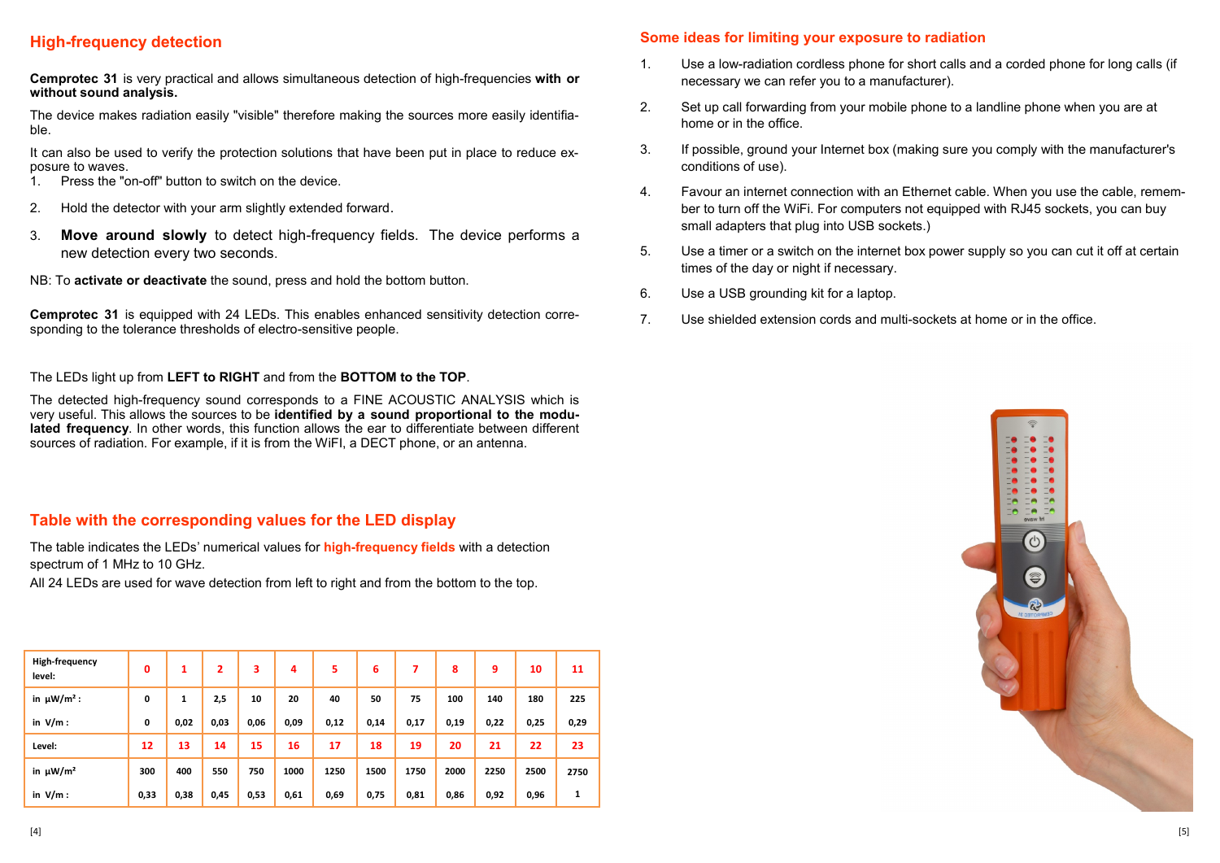## High-frequency detection

**Cemprotec 31** is very practical and allows simultaneous detection of high-frequencies **with or without sound analysis.**

The device makes radiation easily "visible" therefore making the sources more easily identifiable.

It can also be used to verify the protection solutions that have been put in place to reduce exposure to waves.

1. Press the "on-off" button to switch on the device.
2. Hold the detector with your arm slightly extended forward.
3. **Move around slowly** to detect high-frequency fields. The device performs a new detection every two seconds.

NB: To **activate or deactivate** the sound, press and hold the bottom button.

**Cemprotec 31** is equipped with 24 LEDs. This enables enhanced sensitivity detection corresponding to the tolerance thresholds of electro-sensitive people.

The LEDs light up from **LEFT to RIGHT** and from the **BOTTOM to the TOP**.

The detected high-frequency sound corresponds to a FINE ACOUSTIC ANALYSIS which is very useful. This allows the sources to be **identified by a sound proportional to the modulated frequency**. In other words, this function allows the ear to differentiate between different sources of radiation. For example, if it is from the WiFI, a DECT phone, or an antenna.

## Table with the corresponding values for the LED display

The table indicates the LEDs' numerical values for **high-frequency fields** with a detection spectrum of 1 MHz to 10 GHz.

All 24 LEDs are used for wave detection from left to right and from the bottom to the top.

| High-frequency level: | 0 | 1 | 2 | 3 | 4 | 5 | 6 | 7 | 8 | 9 | 10 | 11 |
|---|---|---|---|---|---|---|---|---|---|---|---|---|
| in µW/m² : | 0 | 1 | 2,5 | 10 | 20 | 40 | 50 | 75 | 100 | 140 | 180 | 225 |
| in V/m : | 0 | 0,02 | 0,03 | 0,06 | 0,09 | 0,12 | 0,14 | 0,17 | 0,19 | 0,22 | 0,25 | 0,29 |
| Level: | 12 | 13 | 14 | 15 | 16 | 17 | 18 | 19 | 20 | 21 | 22 | 23 |
| in µW/m² | 300 | 400 | 550 | 750 | 1000 | 1250 | 1500 | 1750 | 2000 | 2250 | 2500 | 2750 |
| in V/m : | 0,33 | 0,38 | 0,45 | 0,53 | 0,61 | 0,69 | 0,75 | 0,81 | 0,86 | 0,92 | 0,96 | 1 |

## Some ideas for limiting your exposure to radiation

1. Use a low-radiation cordless phone for short calls and a corded phone for long calls (if necessary we can refer you to a manufacturer).
2. Set up call forwarding from your mobile phone to a landline phone when you are at home or in the office.
3. If possible, ground your Internet box (making sure you comply with the manufacturer's conditions of use).
4. Favour an internet connection with an Ethernet cable. When you use the cable, remember to turn off the WiFi. For computers not equipped with RJ45 sockets, you can buy small adapters that plug into USB sockets.)
5. Use a timer or a switch on the internet box power supply so you can cut it off at certain times of the day or night if necessary.
6. Use a USB grounding kit for a laptop.
7. Use shielded extension cords and multi-sockets at home or in the office.